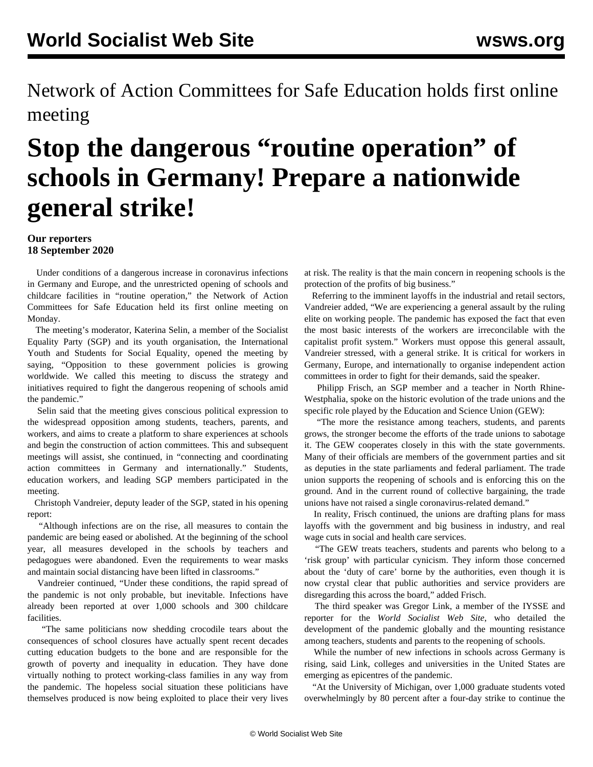Network of Action Committees for Safe Education holds first online meeting

# Stop the dangerous "routine operation" of schools in Germany! Prepare a nationwide general strike!

**Our reporters**
**18 September 2020**

Under conditions of a dangerous increase in coronavirus infections in Germany and Europe, and the unrestricted opening of schools and childcare facilities in "routine operation," the Network of Action Committees for Safe Education held its first online meeting on Monday.

The meeting's moderator, Katerina Selin, a member of the Socialist Equality Party (SGP) and its youth organisation, the International Youth and Students for Social Equality, opened the meeting by saying, "Opposition to these government policies is growing worldwide. We called this meeting to discuss the strategy and initiatives required to fight the dangerous reopening of schools amid the pandemic."

Selin said that the meeting gives conscious political expression to the widespread opposition among students, teachers, parents, and workers, and aims to create a platform to share experiences at schools and begin the construction of action committees. This and subsequent meetings will assist, she continued, in "connecting and coordinating action committees in Germany and internationally." Students, education workers, and leading SGP members participated in the meeting.

Christoph Vandreier, deputy leader of the SGP, stated in his opening report:

"Although infections are on the rise, all measures to contain the pandemic are being eased or abolished. At the beginning of the school year, all measures developed in the schools by teachers and pedagogues were abandoned. Even the requirements to wear masks and maintain social distancing have been lifted in classrooms."

Vandreier continued, "Under these conditions, the rapid spread of the pandemic is not only probable, but inevitable. Infections have already been reported at over 1,000 schools and 300 childcare facilities.

"The same politicians now shedding crocodile tears about the consequences of school closures have actually spent recent decades cutting education budgets to the bone and are responsible for the growth of poverty and inequality in education. They have done virtually nothing to protect working-class families in any way from the pandemic. The hopeless social situation these politicians have themselves produced is now being exploited to place their very lives at risk. The reality is that the main concern in reopening schools is the protection of the profits of big business."

Referring to the imminent layoffs in the industrial and retail sectors, Vandreier added, "We are experiencing a general assault by the ruling elite on working people. The pandemic has exposed the fact that even the most basic interests of the workers are irreconcilable with the capitalist profit system." Workers must oppose this general assault, Vandreier stressed, with a general strike. It is critical for workers in Germany, Europe, and internationally to organise independent action committees in order to fight for their demands, said the speaker.

Philipp Frisch, an SGP member and a teacher in North Rhine-Westphalia, spoke on the historic evolution of the trade unions and the specific role played by the Education and Science Union (GEW):

"The more the resistance among teachers, students, and parents grows, the stronger become the efforts of the trade unions to sabotage it. The GEW cooperates closely in this with the state governments. Many of their officials are members of the government parties and sit as deputies in the state parliaments and federal parliament. The trade union supports the reopening of schools and is enforcing this on the ground. And in the current round of collective bargaining, the trade unions have not raised a single coronavirus-related demand."

In reality, Frisch continued, the unions are drafting plans for mass layoffs with the government and big business in industry, and real wage cuts in social and health care services.

"The GEW treats teachers, students and parents who belong to a 'risk group' with particular cynicism. They inform those concerned about the 'duty of care' borne by the authorities, even though it is now crystal clear that public authorities and service providers are disregarding this across the board," added Frisch.

The third speaker was Gregor Link, a member of the IYSSE and reporter for the *World Socialist Web Site*, who detailed the development of the pandemic globally and the mounting resistance among teachers, students and parents to the reopening of schools.

While the number of new infections in schools across Germany is rising, said Link, colleges and universities in the United States are emerging as epicentres of the pandemic.

"At the University of Michigan, over 1,000 graduate students voted overwhelmingly by 80 percent after a four-day strike to continue the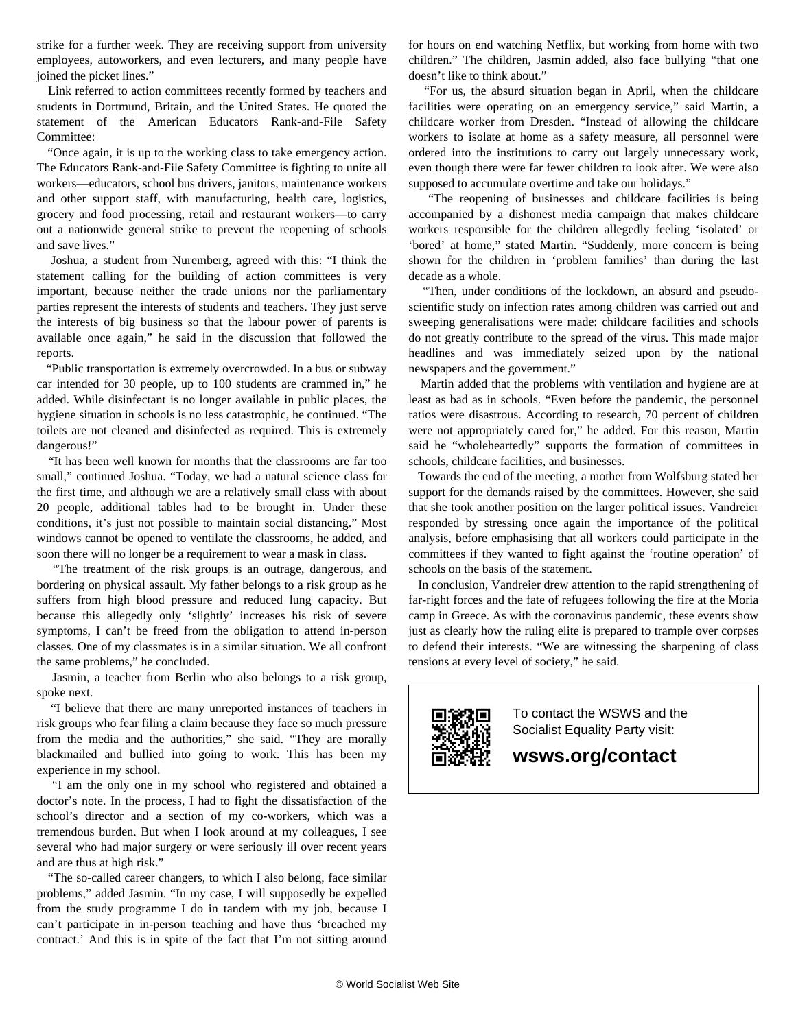strike for a further week. They are receiving support from university employees, autoworkers, and even lecturers, and many people have joined the picket lines."

Link referred to action committees recently formed by teachers and students in Dortmund, Britain, and the United States. He quoted the statement of the American Educators Rank-and-File Safety Committee:

"Once again, it is up to the working class to take emergency action. The Educators Rank-and-File Safety Committee is fighting to unite all workers—educators, school bus drivers, janitors, maintenance workers and other support staff, with manufacturing, health care, logistics, grocery and food processing, retail and restaurant workers—to carry out a nationwide general strike to prevent the reopening of schools and save lives."

Joshua, a student from Nuremberg, agreed with this: "I think the statement calling for the building of action committees is very important, because neither the trade unions nor the parliamentary parties represent the interests of students and teachers. They just serve the interests of big business so that the labour power of parents is available once again," he said in the discussion that followed the reports.

"Public transportation is extremely overcrowded. In a bus or subway car intended for 30 people, up to 100 students are crammed in," he added. While disinfectant is no longer available in public places, the hygiene situation in schools is no less catastrophic, he continued. "The toilets are not cleaned and disinfected as required. This is extremely dangerous!"

"It has been well known for months that the classrooms are far too small," continued Joshua. "Today, we had a natural science class for the first time, and although we are a relatively small class with about 20 people, additional tables had to be brought in. Under these conditions, it's just not possible to maintain social distancing." Most windows cannot be opened to ventilate the classrooms, he added, and soon there will no longer be a requirement to wear a mask in class.

"The treatment of the risk groups is an outrage, dangerous, and bordering on physical assault. My father belongs to a risk group as he suffers from high blood pressure and reduced lung capacity. But because this allegedly only 'slightly' increases his risk of severe symptoms, I can't be freed from the obligation to attend in-person classes. One of my classmates is in a similar situation. We all confront the same problems," he concluded.

Jasmin, a teacher from Berlin who also belongs to a risk group, spoke next.

"I believe that there are many unreported instances of teachers in risk groups who fear filing a claim because they face so much pressure from the media and the authorities," she said. "They are morally blackmailed and bullied into going to work. This has been my experience in my school.

"I am the only one in my school who registered and obtained a doctor's note. In the process, I had to fight the dissatisfaction of the school's director and a section of my co-workers, which was a tremendous burden. But when I look around at my colleagues, I see several who had major surgery or were seriously ill over recent years and are thus at high risk."

"The so-called career changers, to which I also belong, face similar problems," added Jasmin. "In my case, I will supposedly be expelled from the study programme I do in tandem with my job, because I can't participate in in-person teaching and have thus 'breached my contract.' And this is in spite of the fact that I'm not sitting around for hours on end watching Netflix, but working from home with two children." The children, Jasmin added, also face bullying "that one doesn't like to think about."

"For us, the absurd situation began in April, when the childcare facilities were operating on an emergency service," said Martin, a childcare worker from Dresden. "Instead of allowing the childcare workers to isolate at home as a safety measure, all personnel were ordered into the institutions to carry out largely unnecessary work, even though there were far fewer children to look after. We were also supposed to accumulate overtime and take our holidays."

"The reopening of businesses and childcare facilities is being accompanied by a dishonest media campaign that makes childcare workers responsible for the children allegedly feeling 'isolated' or 'bored' at home," stated Martin. "Suddenly, more concern is being shown for the children in 'problem families' than during the last decade as a whole.

"Then, under conditions of the lockdown, an absurd and pseudo-scientific study on infection rates among children was carried out and sweeping generalisations were made: childcare facilities and schools do not greatly contribute to the spread of the virus. This made major headlines and was immediately seized upon by the national newspapers and the government."

Martin added that the problems with ventilation and hygiene are at least as bad as in schools. "Even before the pandemic, the personnel ratios were disastrous. According to research, 70 percent of children were not appropriately cared for," he added. For this reason, Martin said he "wholeheartedly" supports the formation of committees in schools, childcare facilities, and businesses.

Towards the end of the meeting, a mother from Wolfsburg stated her support for the demands raised by the committees. However, she said that she took another position on the larger political issues. Vandreier responded by stressing once again the importance of the political analysis, before emphasising that all workers could participate in the committees if they wanted to fight against the 'routine operation' of schools on the basis of the statement.

In conclusion, Vandreier drew attention to the rapid strengthening of far-right forces and the fate of refugees following the fire at the Moria camp in Greece. As with the coronavirus pandemic, these events show just as clearly how the ruling elite is prepared to trample over corpses to defend their interests. "We are witnessing the sharpening of class tensions at every level of society," he said.

To contact the WSWS and the Socialist Equality Party visit:

**wsws.org/contact**